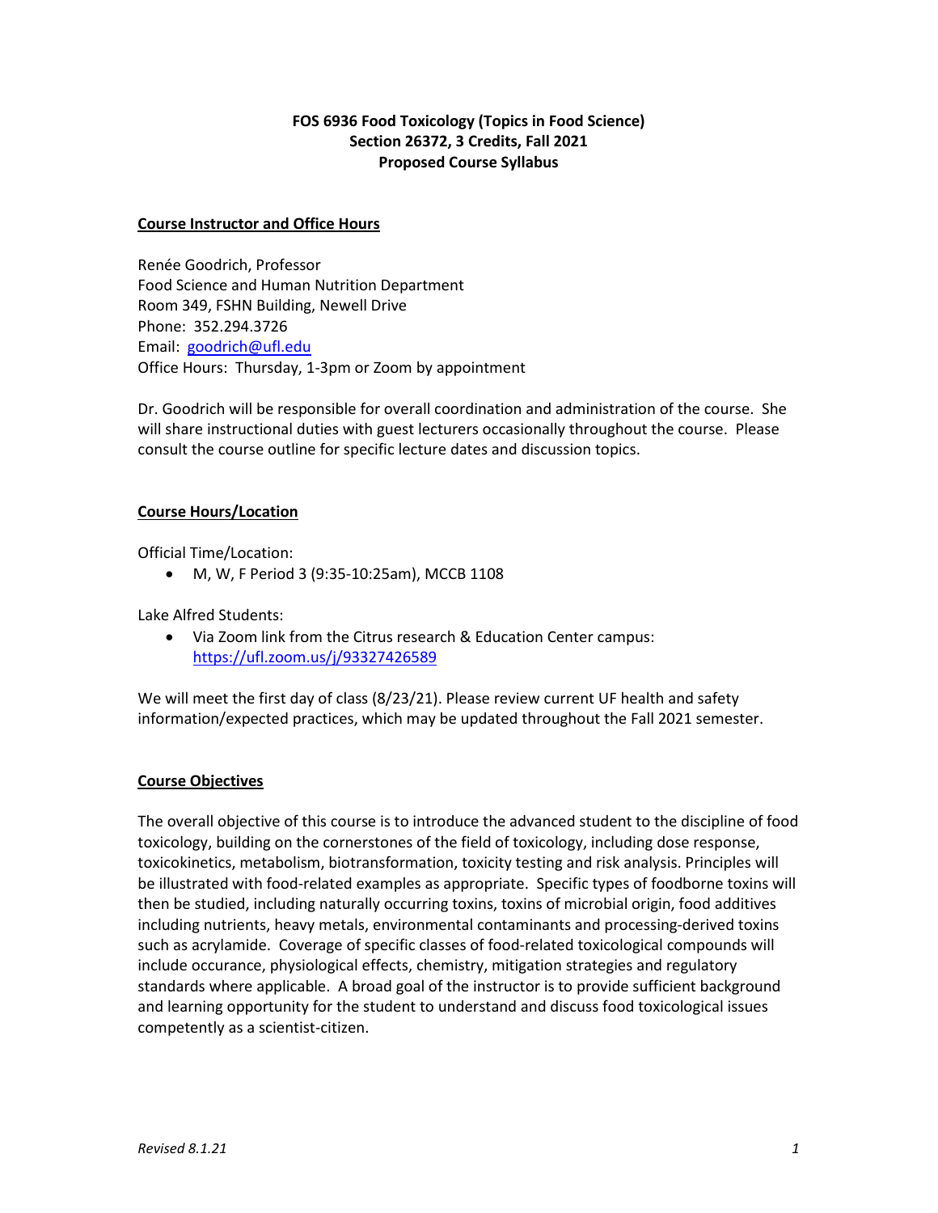**FOS 6936 Food Toxicology (Topics in Food Science)**
**Section 26372, 3 Credits, Fall 2021**
**Proposed Course Syllabus**

## Course Instructor and Office Hours

Renée Goodrich, Professor
Food Science and Human Nutrition Department
Room 349, FSHN Building, Newell Drive
Phone: 352.294.3726
Email: goodrich@ufl.edu
Office Hours: Thursday, 1-3pm or Zoom by appointment

Dr. Goodrich will be responsible for overall coordination and administration of the course. She will share instructional duties with guest lecturers occasionally throughout the course. Please consult the course outline for specific lecture dates and discussion topics.

## Course Hours/Location

Official Time/Location:

- M, W, F Period 3 (9:35-10:25am), MCCB 1108

Lake Alfred Students:

- Via Zoom link from the Citrus research & Education Center campus: https://ufl.zoom.us/j/93327426589

We will meet the first day of class (8/23/21). Please review current UF health and safety information/expected practices, which may be updated throughout the Fall 2021 semester.

## Course Objectives

The overall objective of this course is to introduce the advanced student to the discipline of food toxicology, building on the cornerstones of the field of toxicology, including dose response, toxicokinetics, metabolism, biotransformation, toxicity testing and risk analysis. Principles will be illustrated with food-related examples as appropriate. Specific types of foodborne toxins will then be studied, including naturally occurring toxins, toxins of microbial origin, food additives including nutrients, heavy metals, environmental contaminants and processing-derived toxins such as acrylamide. Coverage of specific classes of food-related toxicological compounds will include occurance, physiological effects, chemistry, mitigation strategies and regulatory standards where applicable. A broad goal of the instructor is to provide sufficient background and learning opportunity for the student to understand and discuss food toxicological issues competently as a scientist-citizen.

*Revised 8.1.21*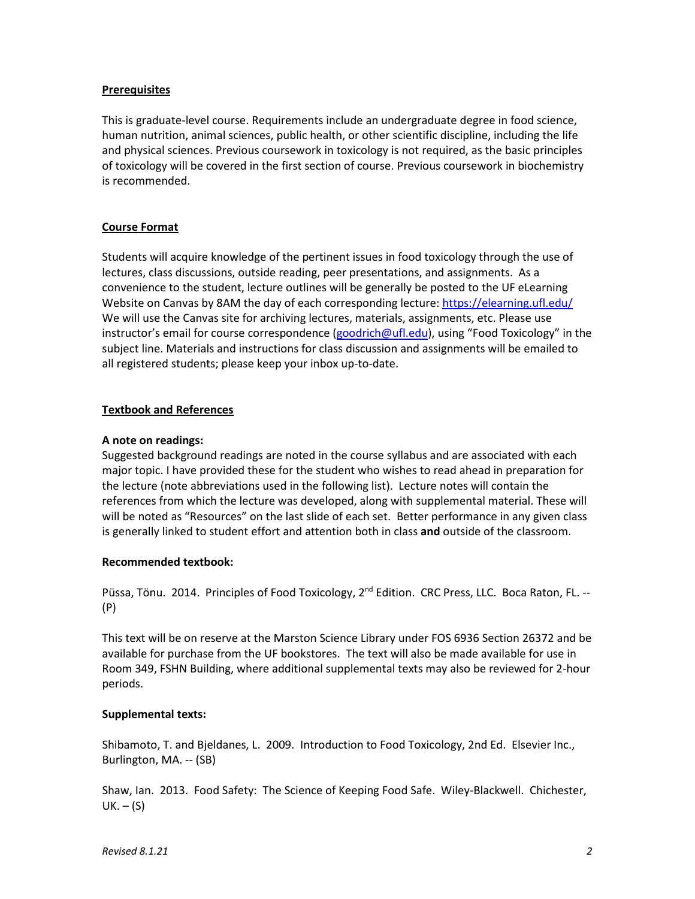## Prerequisites

This is graduate-level course. Requirements include an undergraduate degree in food science, human nutrition, animal sciences, public health, or other scientific discipline, including the life and physical sciences. Previous coursework in toxicology is not required, as the basic principles of toxicology will be covered in the first section of course. Previous coursework in biochemistry is recommended.

## Course Format

Students will acquire knowledge of the pertinent issues in food toxicology through the use of lectures, class discussions, outside reading, peer presentations, and assignments. As a convenience to the student, lecture outlines will be generally be posted to the UF eLearning Website on Canvas by 8AM the day of each corresponding lecture: https://elearning.ufl.edu/ We will use the Canvas site for archiving lectures, materials, assignments, etc. Please use instructor's email for course correspondence (goodrich@ufl.edu), using "Food Toxicology" in the subject line. Materials and instructions for class discussion and assignments will be emailed to all registered students; please keep your inbox up-to-date.

## Textbook and References

**A note on readings:**
Suggested background readings are noted in the course syllabus and are associated with each major topic. I have provided these for the student who wishes to read ahead in preparation for the lecture (note abbreviations used in the following list). Lecture notes will contain the references from which the lecture was developed, along with supplemental material. These will will be noted as "Resources" on the last slide of each set. Better performance in any given class is generally linked to student effort and attention both in class **and** outside of the classroom.

**Recommended textbook:**

Püssa, Tönu. 2014. Principles of Food Toxicology, 2nd Edition. CRC Press, LLC. Boca Raton, FL. -- (P)

This text will be on reserve at the Marston Science Library under FOS 6936 Section 26372 and be available for purchase from the UF bookstores. The text will also be made available for use in Room 349, FSHN Building, where additional supplemental texts may also be reviewed for 2-hour periods.

**Supplemental texts:**

Shibamoto, T. and Bjeldanes, L. 2009. Introduction to Food Toxicology, 2nd Ed. Elsevier Inc., Burlington, MA. -- (SB)

Shaw, Ian. 2013. Food Safety: The Science of Keeping Food Safe. Wiley-Blackwell. Chichester, UK. – (S)

*Revised 8.1.21*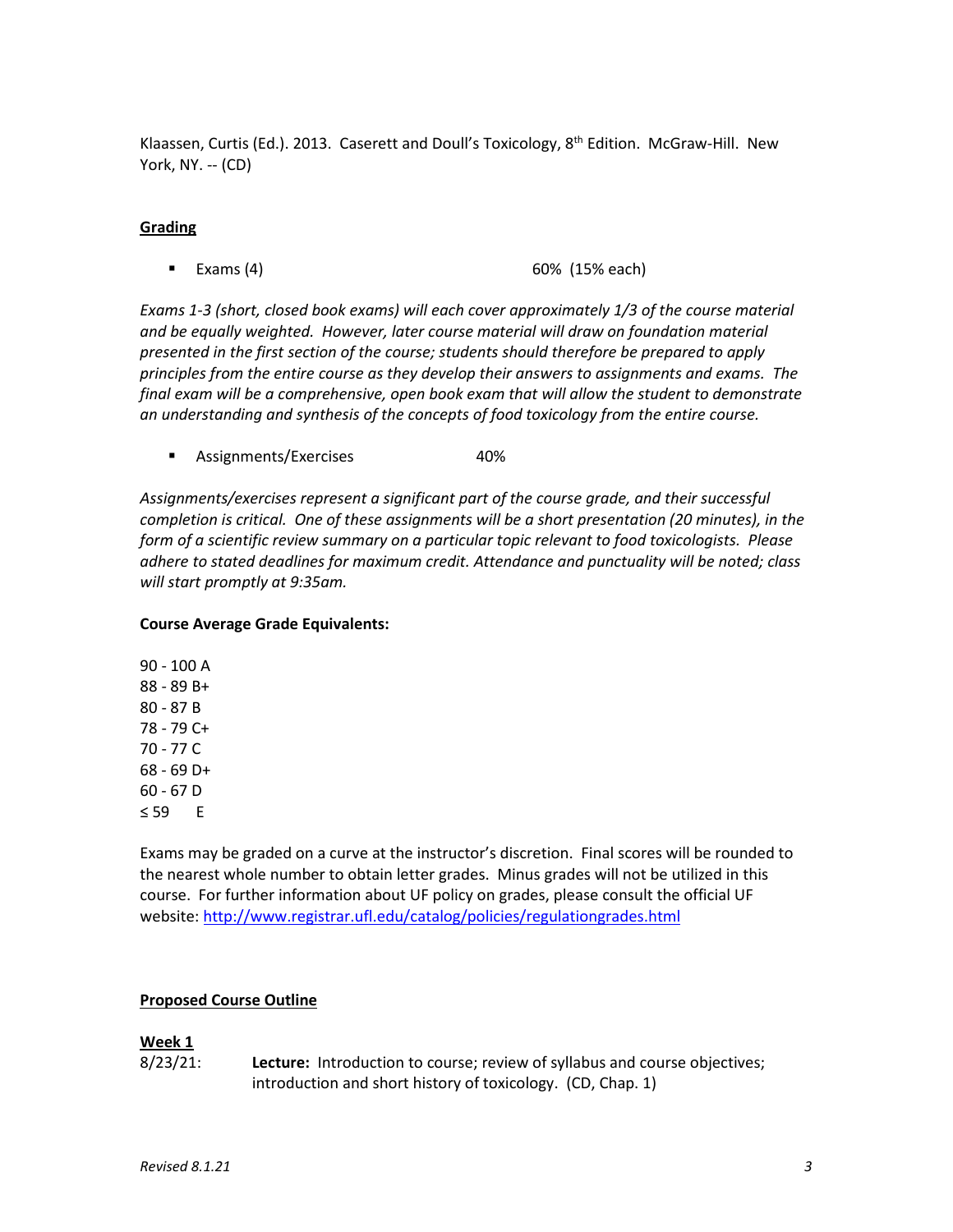Klaassen, Curtis (Ed.). 2013. Caserett and Doull's Toxicology, 8th Edition. McGraw-Hill. New York, NY. -- (CD)

## Grading

- Exams (4) 60% (15% each)

*Exams 1-3 (short, closed book exams) will each cover approximately 1/3 of the course material and be equally weighted. However, later course material will draw on foundation material presented in the first section of the course; students should therefore be prepared to apply principles from the entire course as they develop their answers to assignments and exams. The final exam will be a comprehensive, open book exam that will allow the student to demonstrate an understanding and synthesis of the concepts of food toxicology from the entire course.*

- Assignments/Exercises 40%

*Assignments/exercises represent a significant part of the course grade, and their successful completion is critical. One of these assignments will be a short presentation (20 minutes), in the form of a scientific review summary on a particular topic relevant to food toxicologists. Please adhere to stated deadlines for maximum credit. Attendance and punctuality will be noted; class will start promptly at 9:35am.*

**Course Average Grade Equivalents:**

90 - 100 A
88 - 89 B+
80 - 87 B
78 - 79 C+
70 - 77 C
68 - 69 D+
60 - 67 D
≤ 59 E

Exams may be graded on a curve at the instructor's discretion. Final scores will be rounded to the nearest whole number to obtain letter grades. Minus grades will not be utilized in this course. For further information about UF policy on grades, please consult the official UF website: http://www.registrar.ufl.edu/catalog/policies/regulationgrades.html

## Proposed Course Outline

### Week 1

8/23/21: **Lecture:** Introduction to course; review of syllabus and course objectives; introduction and short history of toxicology. (CD, Chap. 1)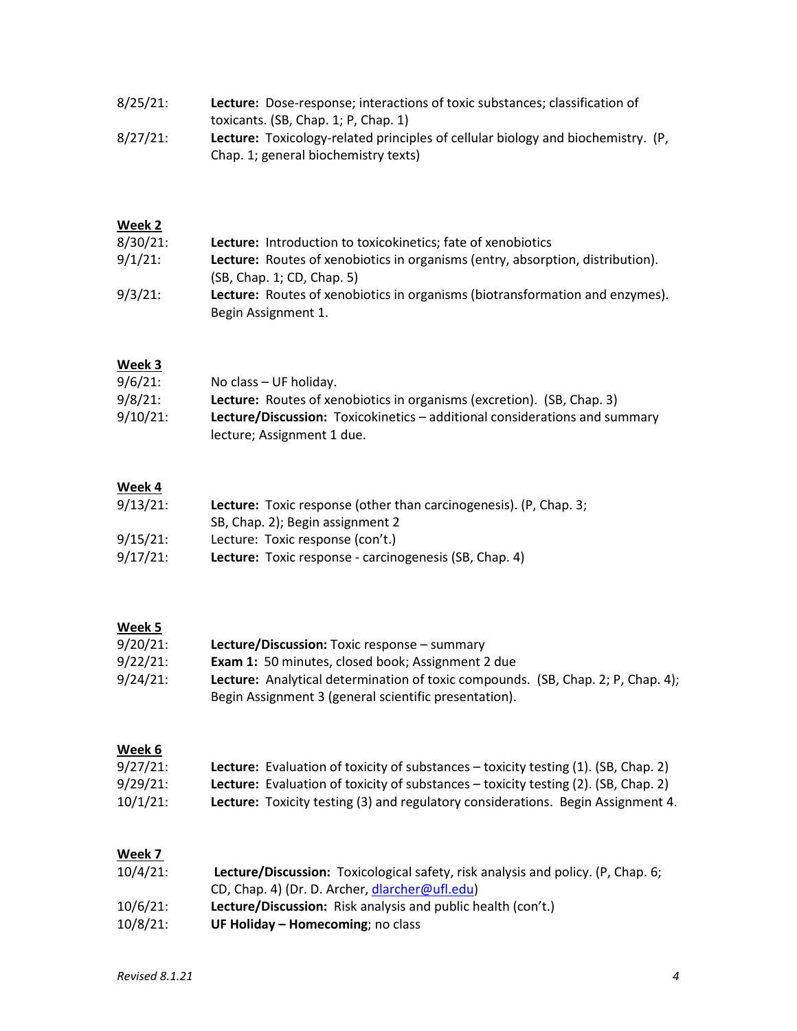8/25/21: **Lecture:** Dose-response; interactions of toxic substances; classification of toxicants. (SB, Chap. 1; P, Chap. 1)

8/27/21: **Lecture:** Toxicology-related principles of cellular biology and biochemistry. (P, Chap. 1; general biochemistry texts)

**Week 2**

8/30/21: **Lecture:** Introduction to toxicokinetics; fate of xenobiotics

9/1/21: **Lecture:** Routes of xenobiotics in organisms (entry, absorption, distribution). (SB, Chap. 1; CD, Chap. 5)

9/3/21: **Lecture:** Routes of xenobiotics in organisms (biotransformation and enzymes). Begin Assignment 1.

**Week 3**

9/6/21: No class – UF holiday.

9/8/21: **Lecture:** Routes of xenobiotics in organisms (excretion). (SB, Chap. 3)

9/10/21: **Lecture/Discussion:** Toxicokinetics – additional considerations and summary lecture; Assignment 1 due.

**Week 4**

9/13/21: **Lecture:** Toxic response (other than carcinogenesis). (P, Chap. 3; SB, Chap. 2); Begin assignment 2

9/15/21: Lecture: Toxic response (con't.)

9/17/21: **Lecture:** Toxic response - carcinogenesis (SB, Chap. 4)

**Week 5**

9/20/21: **Lecture/Discussion:** Toxic response – summary

9/22/21: **Exam 1:** 50 minutes, closed book; Assignment 2 due

9/24/21: **Lecture:** Analytical determination of toxic compounds. (SB, Chap. 2; P, Chap. 4); Begin Assignment 3 (general scientific presentation).

**Week 6**

9/27/21: **Lecture:** Evaluation of toxicity of substances – toxicity testing (1). (SB, Chap. 2)

9/29/21: **Lecture:** Evaluation of toxicity of substances – toxicity testing (2). (SB, Chap. 2)

10/1/21: **Lecture:** Toxicity testing (3) and regulatory considerations. Begin Assignment 4.

**Week 7**

10/4/21: **Lecture/Discussion:** Toxicological safety, risk analysis and policy. (P, Chap. 6; CD, Chap. 4) (Dr. D. Archer, dlarcher@ufl.edu)

10/6/21: **Lecture/Discussion:** Risk analysis and public health (con't.)

10/8/21: **UF Holiday – Homecoming**; no class

*Revised 8.1.21*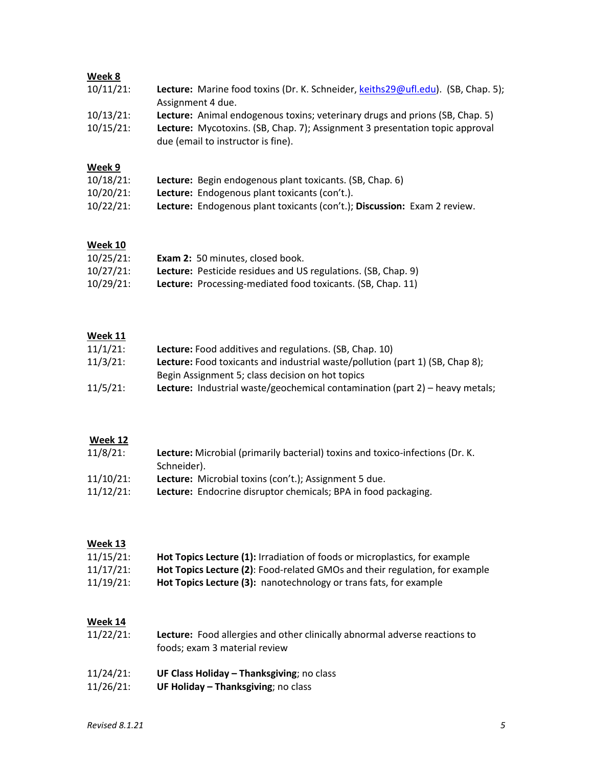**Week 8**

10/11/21: **Lecture:** Marine food toxins (Dr. K. Schneider, keiths29@ufl.edu). (SB, Chap. 5); Assignment 4 due.

10/13/21: **Lecture:** Animal endogenous toxins; veterinary drugs and prions (SB, Chap. 5)

10/15/21: **Lecture:** Mycotoxins. (SB, Chap. 7); Assignment 3 presentation topic approval due (email to instructor is fine).

**Week 9**

10/18/21: **Lecture:** Begin endogenous plant toxicants. (SB, Chap. 6)

10/20/21: **Lecture:** Endogenous plant toxicants (con't.).

10/22/21: **Lecture:** Endogenous plant toxicants (con't.); **Discussion:** Exam 2 review.

**Week 10**

10/25/21: **Exam 2:** 50 minutes, closed book.

10/27/21: **Lecture:** Pesticide residues and US regulations. (SB, Chap. 9)

10/29/21: **Lecture:** Processing-mediated food toxicants. (SB, Chap. 11)

**Week 11**

11/1/21: **Lecture:** Food additives and regulations. (SB, Chap. 10)

11/3/21: **Lecture:** Food toxicants and industrial waste/pollution (part 1) (SB, Chap 8); Begin Assignment 5; class decision on hot topics

11/5/21: **Lecture:** Industrial waste/geochemical contamination (part 2) – heavy metals;

**Week 12**

11/8/21: **Lecture:** Microbial (primarily bacterial) toxins and toxico-infections (Dr. K. Schneider).

11/10/21: **Lecture:** Microbial toxins (con't.); Assignment 5 due.

11/12/21: **Lecture:** Endocrine disruptor chemicals; BPA in food packaging.

**Week 13**

11/15/21: **Hot Topics Lecture (1):** Irradiation of foods or microplastics, for example

11/17/21: **Hot Topics Lecture (2)**: Food-related GMOs and their regulation, for example

11/19/21: **Hot Topics Lecture (3):** nanotechnology or trans fats, for example

**Week 14**

11/22/21: **Lecture:** Food allergies and other clinically abnormal adverse reactions to foods; exam 3 material review

11/24/21: **UF Class Holiday – Thanksgiving**; no class

11/26/21: **UF Holiday – Thanksgiving**; no class

*Revised 8.1.21*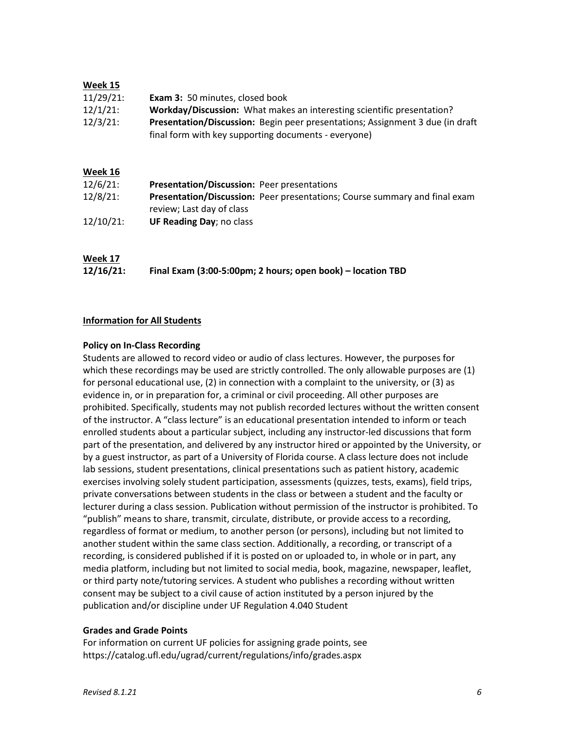**Week 15**

11/29/21: **Exam 3:** 50 minutes, closed book

12/1/21: **Workday/Discussion:** What makes an interesting scientific presentation?

12/3/21: **Presentation/Discussion:** Begin peer presentations; Assignment 3 due (in draft final form with key supporting documents - everyone)

**Week 16**

12/6/21: **Presentation/Discussion:** Peer presentations

12/8/21: **Presentation/Discussion:** Peer presentations; Course summary and final exam review; Last day of class

12/10/21: **UF Reading Day**; no class

**Week 17**

**12/16/21: Final Exam (3:00-5:00pm; 2 hours; open book) – location TBD**

## Information for All Students

### Policy on In-Class Recording

Students are allowed to record video or audio of class lectures. However, the purposes for which these recordings may be used are strictly controlled. The only allowable purposes are (1) for personal educational use, (2) in connection with a complaint to the university, or (3) as evidence in, or in preparation for, a criminal or civil proceeding. All other purposes are prohibited. Specifically, students may not publish recorded lectures without the written consent of the instructor. A "class lecture" is an educational presentation intended to inform or teach enrolled students about a particular subject, including any instructor-led discussions that form part of the presentation, and delivered by any instructor hired or appointed by the University, or by a guest instructor, as part of a University of Florida course. A class lecture does not include lab sessions, student presentations, clinical presentations such as patient history, academic exercises involving solely student participation, assessments (quizzes, tests, exams), field trips, private conversations between students in the class or between a student and the faculty or lecturer during a class session. Publication without permission of the instructor is prohibited. To "publish" means to share, transmit, circulate, distribute, or provide access to a recording, regardless of format or medium, to another person (or persons), including but not limited to another student within the same class section. Additionally, a recording, or transcript of a recording, is considered published if it is posted on or uploaded to, in whole or in part, any media platform, including but not limited to social media, book, magazine, newspaper, leaflet, or third party note/tutoring services. A student who publishes a recording without written consent may be subject to a civil cause of action instituted by a person injured by the publication and/or discipline under UF Regulation 4.040 Student

### Grades and Grade Points

For information on current UF policies for assigning grade points, see https://catalog.ufl.edu/ugrad/current/regulations/info/grades.aspx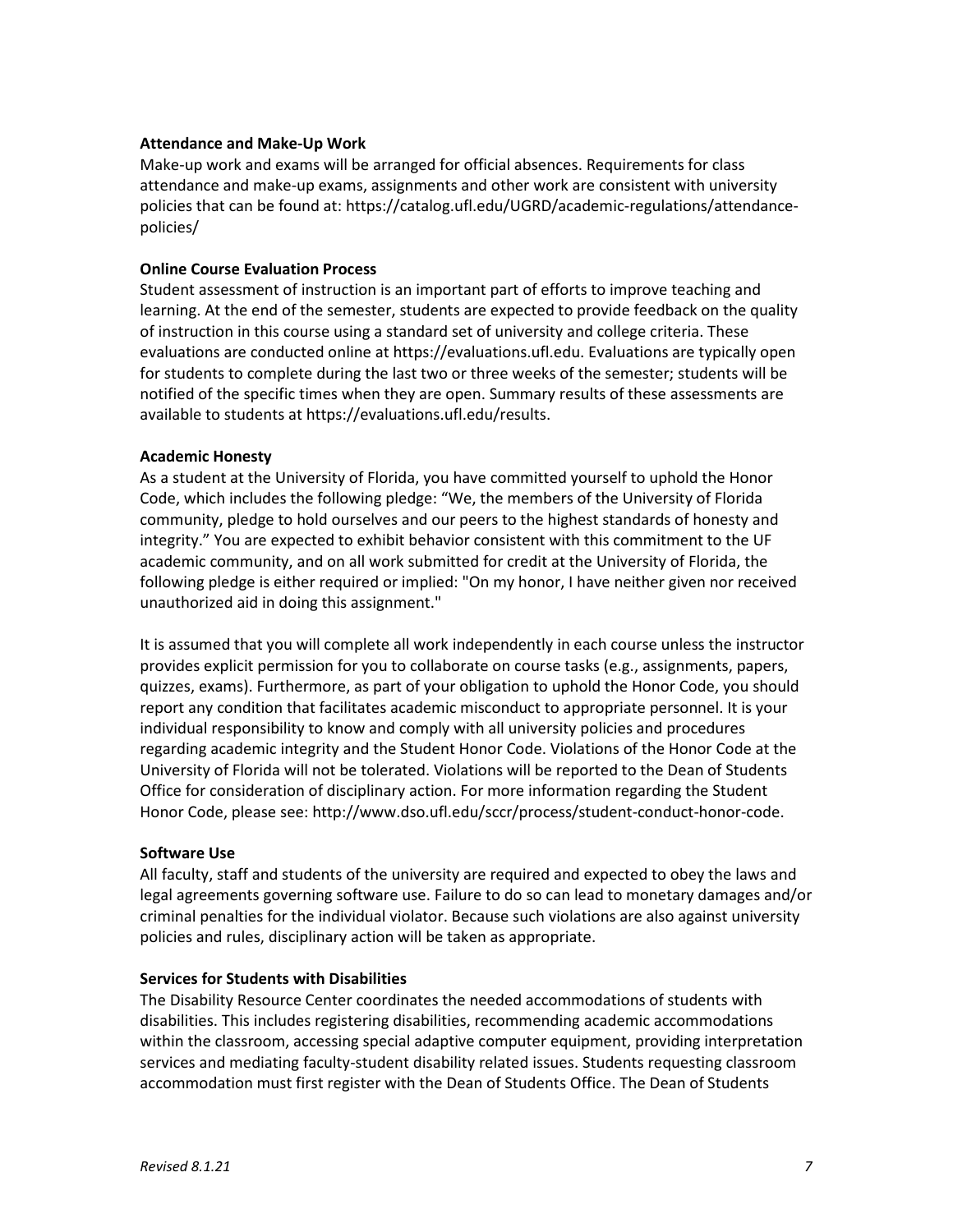**Attendance and Make-Up Work**

Make-up work and exams will be arranged for official absences. Requirements for class attendance and make-up exams, assignments and other work are consistent with university policies that can be found at: https://catalog.ufl.edu/UGRD/academic-regulations/attendance-policies/

**Online Course Evaluation Process**

Student assessment of instruction is an important part of efforts to improve teaching and learning. At the end of the semester, students are expected to provide feedback on the quality of instruction in this course using a standard set of university and college criteria. These evaluations are conducted online at https://evaluations.ufl.edu. Evaluations are typically open for students to complete during the last two or three weeks of the semester; students will be notified of the specific times when they are open. Summary results of these assessments are available to students at https://evaluations.ufl.edu/results.

**Academic Honesty**

As a student at the University of Florida, you have committed yourself to uphold the Honor Code, which includes the following pledge: "We, the members of the University of Florida community, pledge to hold ourselves and our peers to the highest standards of honesty and integrity." You are expected to exhibit behavior consistent with this commitment to the UF academic community, and on all work submitted for credit at the University of Florida, the following pledge is either required or implied: "On my honor, I have neither given nor received unauthorized aid in doing this assignment."

It is assumed that you will complete all work independently in each course unless the instructor provides explicit permission for you to collaborate on course tasks (e.g., assignments, papers, quizzes, exams). Furthermore, as part of your obligation to uphold the Honor Code, you should report any condition that facilitates academic misconduct to appropriate personnel. It is your individual responsibility to know and comply with all university policies and procedures regarding academic integrity and the Student Honor Code. Violations of the Honor Code at the University of Florida will not be tolerated. Violations will be reported to the Dean of Students Office for consideration of disciplinary action. For more information regarding the Student Honor Code, please see: http://www.dso.ufl.edu/sccr/process/student-conduct-honor-code.

**Software Use**

All faculty, staff and students of the university are required and expected to obey the laws and legal agreements governing software use. Failure to do so can lead to monetary damages and/or criminal penalties for the individual violator. Because such violations are also against university policies and rules, disciplinary action will be taken as appropriate.

**Services for Students with Disabilities**

The Disability Resource Center coordinates the needed accommodations of students with disabilities. This includes registering disabilities, recommending academic accommodations within the classroom, accessing special adaptive computer equipment, providing interpretation services and mediating faculty-student disability related issues. Students requesting classroom accommodation must first register with the Dean of Students Office. The Dean of Students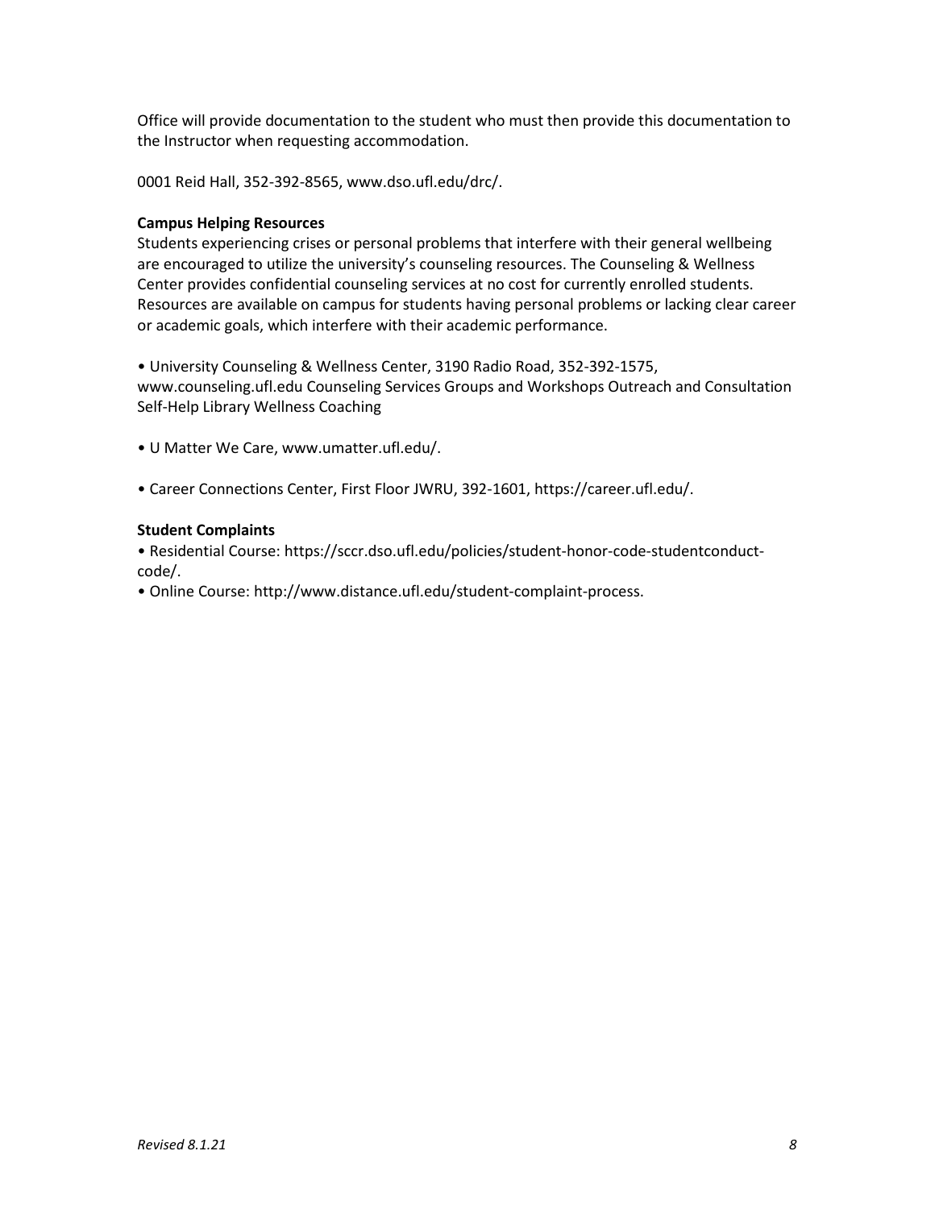Office will provide documentation to the student who must then provide this documentation to the Instructor when requesting accommodation.

0001 Reid Hall, 352-392-8565, www.dso.ufl.edu/drc/.

**Campus Helping Resources**

Students experiencing crises or personal problems that interfere with their general wellbeing are encouraged to utilize the university's counseling resources. The Counseling & Wellness Center provides confidential counseling services at no cost for currently enrolled students. Resources are available on campus for students having personal problems or lacking clear career or academic goals, which interfere with their academic performance.

- University Counseling & Wellness Center, 3190 Radio Road, 352-392-1575, www.counseling.ufl.edu Counseling Services Groups and Workshops Outreach and Consultation Self-Help Library Wellness Coaching

- U Matter We Care, www.umatter.ufl.edu/.

- Career Connections Center, First Floor JWRU, 392-1601, https://career.ufl.edu/.

**Student Complaints**

- Residential Course: https://sccr.dso.ufl.edu/policies/student-honor-code-studentconduct-code/.
- Online Course: http://www.distance.ufl.edu/student-complaint-process.